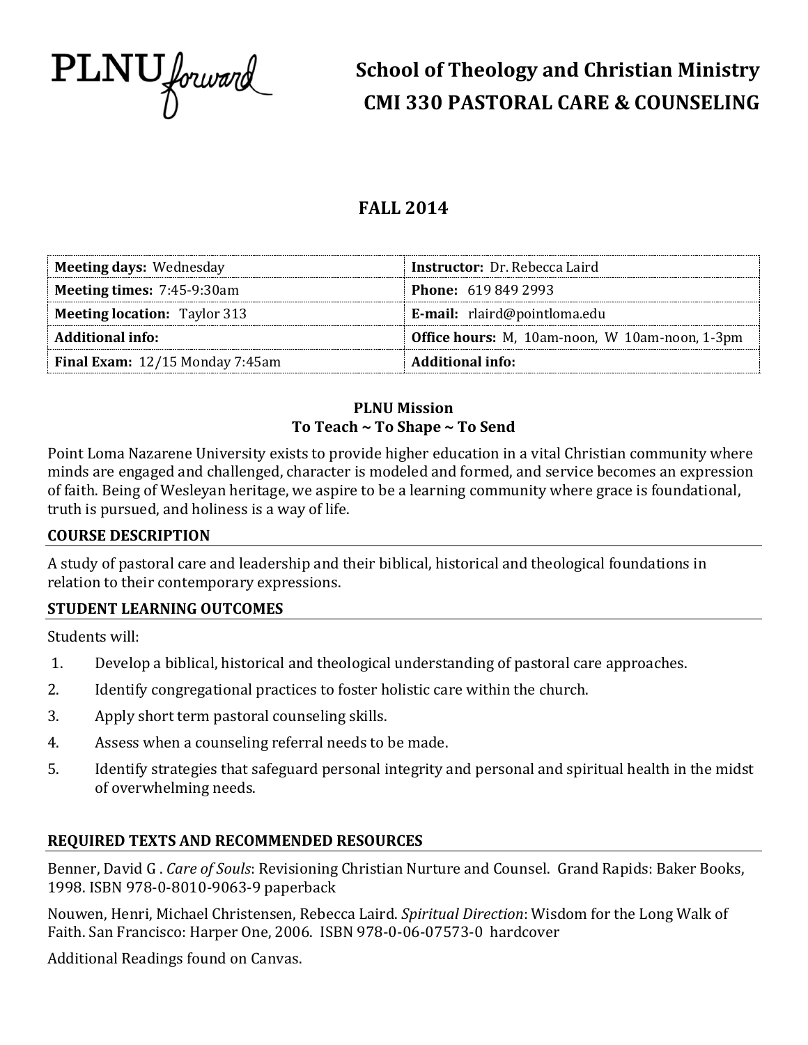PLNU forward

# School of Theology and Christian Ministry
# CMI 330 PASTORAL CARE & COUNSELING

## FALL 2014

| | |
|---|---|
| **Meeting days:** Wednesday | **Instructor:** Dr. Rebecca Laird |
| **Meeting times:** 7:45-9:30am | **Phone:** 619 849 2993 |
| **Meeting location:** Taylor 313 | **E-mail:** rlaird@pointloma.edu |
| **Additional info:** | **Office hours:** M, 10am-noon, W 10am-noon, 1-3pm |
| **Final Exam:** 12/15 Monday 7:45am | **Additional info:** |

**PLNU Mission**
**To Teach ~ To Shape ~ To Send**

Point Loma Nazarene University exists to provide higher education in a vital Christian community where minds are engaged and challenged, character is modeled and formed, and service becomes an expression of faith. Being of Wesleyan heritage, we aspire to be a learning community where grace is foundational, truth is pursued, and holiness is a way of life.

### COURSE DESCRIPTION

A study of pastoral care and leadership and their biblical, historical and theological foundations in relation to their contemporary expressions.

### STUDENT LEARNING OUTCOMES

Students will:

1. Develop a biblical, historical and theological understanding of pastoral care approaches.
2. Identify congregational practices to foster holistic care within the church.
3. Apply short term pastoral counseling skills.
4. Assess when a counseling referral needs to be made.
5. Identify strategies that safeguard personal integrity and personal and spiritual health in the midst of overwhelming needs.

### REQUIRED TEXTS AND RECOMMENDED RESOURCES

Benner, David G . *Care of Souls*: Revisioning Christian Nurture and Counsel. Grand Rapids: Baker Books, 1998. ISBN 978-0-8010-9063-9 paperback

Nouwen, Henri, Michael Christensen, Rebecca Laird. *Spiritual Direction*: Wisdom for the Long Walk of Faith. San Francisco: Harper One, 2006. ISBN 978-0-06-07573-0 hardcover

Additional Readings found on Canvas.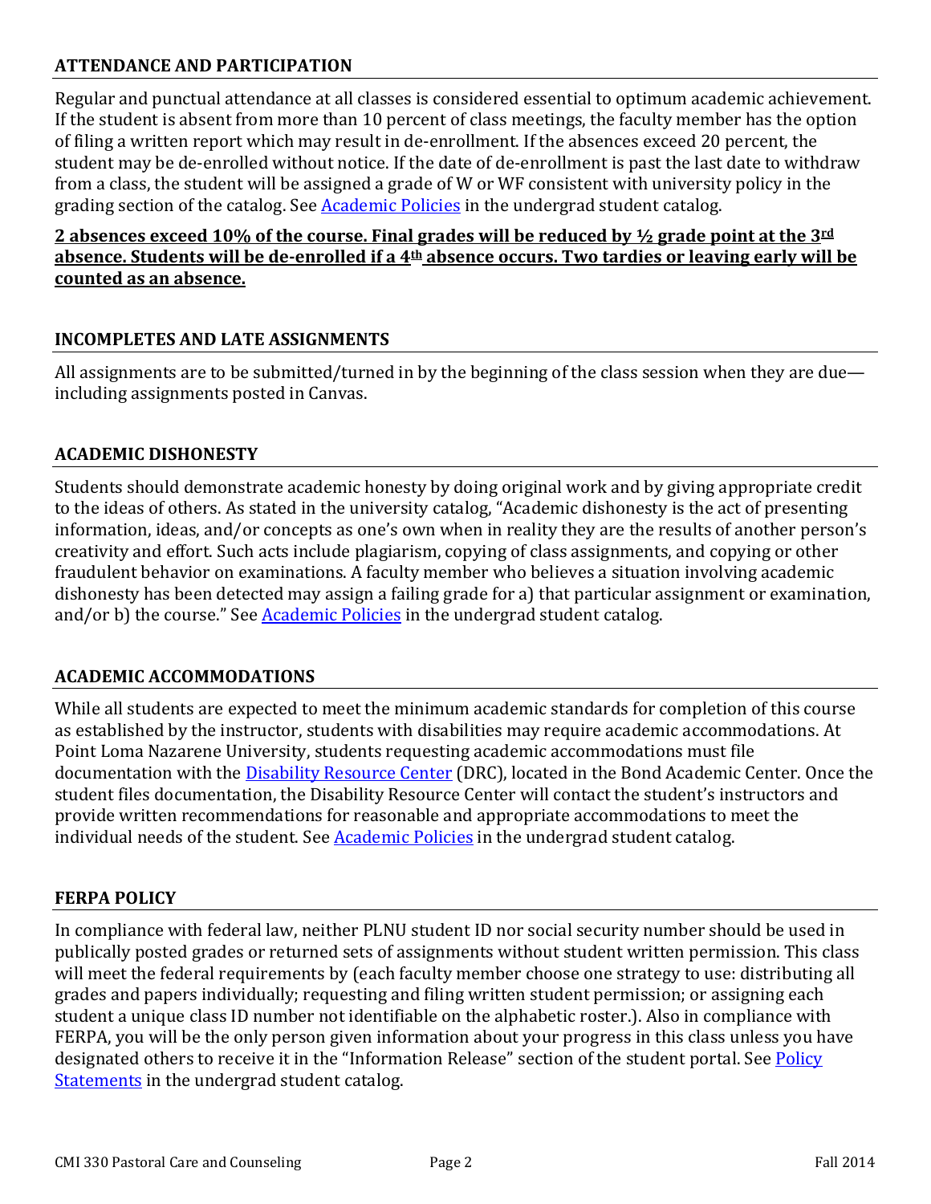## ATTENDANCE AND PARTICIPATION

Regular and punctual attendance at all classes is considered essential to optimum academic achievement. If the student is absent from more than 10 percent of class meetings, the faculty member has the option of filing a written report which may result in de-enrollment. If the absences exceed 20 percent, the student may be de-enrolled without notice. If the date of de-enrollment is past the last date to withdraw from a class, the student will be assigned a grade of W or WF consistent with university policy in the grading section of the catalog. See [Academic Policies] in the undergrad student catalog.

**2 absences exceed 10% of the course. Final grades will be reduced by ½ grade point at the 3rd absence. Students will be de-enrolled if a 4th absence occurs. Two tardies or leaving early will be counted as an absence.**

## INCOMPLETES AND LATE ASSIGNMENTS

All assignments are to be submitted/turned in by the beginning of the class session when they are due—including assignments posted in Canvas.

## ACADEMIC DISHONESTY

Students should demonstrate academic honesty by doing original work and by giving appropriate credit to the ideas of others. As stated in the university catalog, "Academic dishonesty is the act of presenting information, ideas, and/or concepts as one's own when in reality they are the results of another person's creativity and effort. Such acts include plagiarism, copying of class assignments, and copying or other fraudulent behavior on examinations. A faculty member who believes a situation involving academic dishonesty has been detected may assign a failing grade for a) that particular assignment or examination, and/or b) the course." See Academic Policies in the undergrad student catalog.

## ACADEMIC ACCOMMODATIONS

While all students are expected to meet the minimum academic standards for completion of this course as established by the instructor, students with disabilities may require academic accommodations. At Point Loma Nazarene University, students requesting academic accommodations must file documentation with the Disability Resource Center (DRC), located in the Bond Academic Center. Once the student files documentation, the Disability Resource Center will contact the student's instructors and provide written recommendations for reasonable and appropriate accommodations to meet the individual needs of the student. See Academic Policies in the undergrad student catalog.

## FERPA POLICY

In compliance with federal law, neither PLNU student ID nor social security number should be used in publically posted grades or returned sets of assignments without student written permission. This class will meet the federal requirements by (each faculty member choose one strategy to use: distributing all grades and papers individually; requesting and filing written student permission; or assigning each student a unique class ID number not identifiable on the alphabetic roster.). Also in compliance with FERPA, you will be the only person given information about your progress in this class unless you have designated others to receive it in the "Information Release" section of the student portal. See Policy Statements in the undergrad student catalog.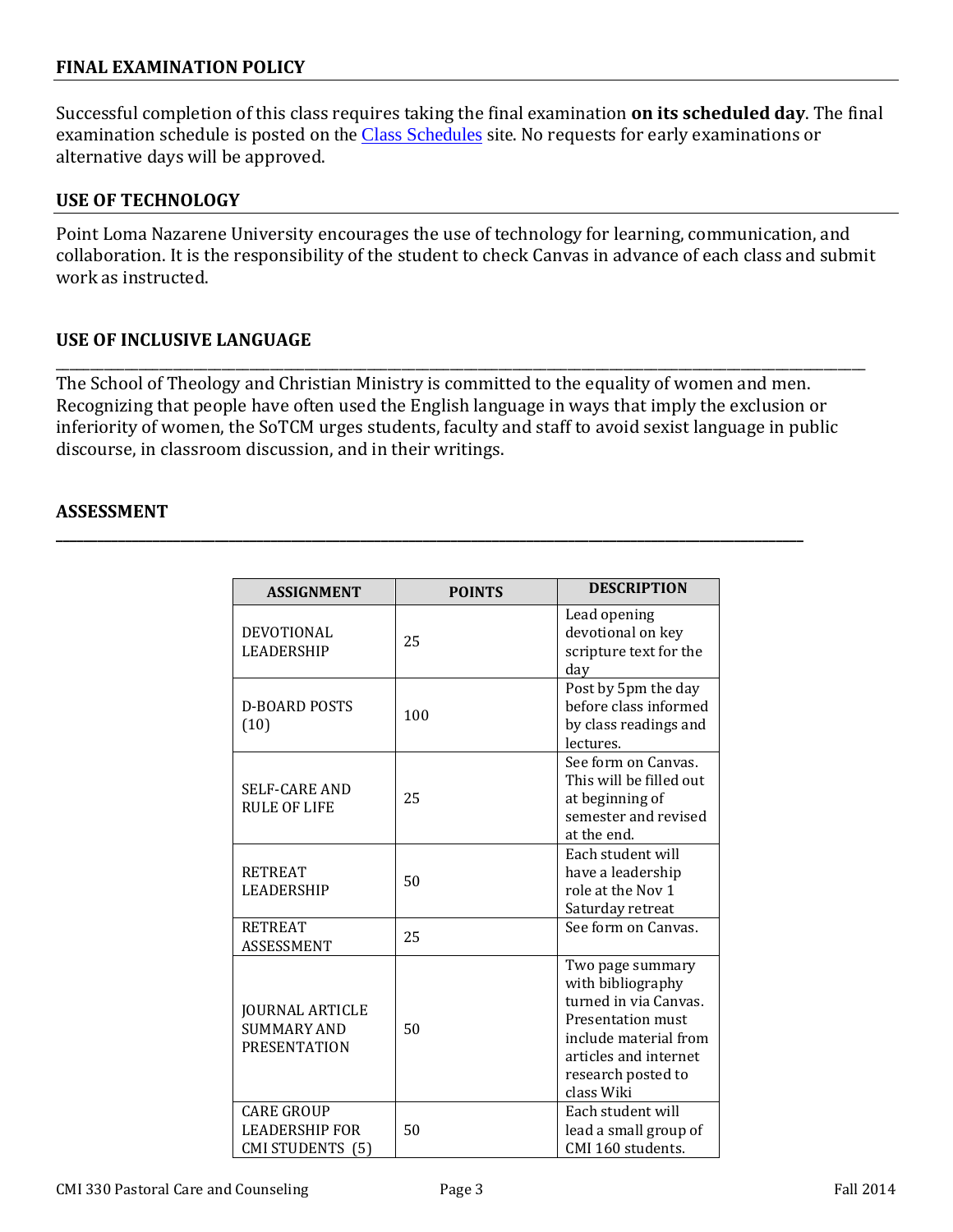## FINAL EXAMINATION POLICY

Successful completion of this class requires taking the final examination **on its scheduled day**. The final examination schedule is posted on the [Class Schedules](Class Schedules) site. No requests for early examinations or alternative days will be approved.

## USE OF TECHNOLOGY

Point Loma Nazarene University encourages the use of technology for learning, communication, and collaboration. It is the responsibility of the student to check Canvas in advance of each class and submit work as instructed.

## USE OF INCLUSIVE LANGUAGE

The School of Theology and Christian Ministry is committed to the equality of women and men. Recognizing that people have often used the English language in ways that imply the exclusion or inferiority of women, the SoTCM urges students, faculty and staff to avoid sexist language in public discourse, in classroom discussion, and in their writings.

## ASSESSMENT

| ASSIGNMENT | POINTS | DESCRIPTION |
|---|---|---|
| DEVOTIONAL LEADERSHIP | 25 | Lead opening devotional on key scripture text for the day |
| D-BOARD POSTS (10) | 100 | Post by 5pm the day before class informed by class readings and lectures. |
| SELF-CARE AND RULE OF LIFE | 25 | See form on Canvas. This will be filled out at beginning of semester and revised at the end. |
| RETREAT LEADERSHIP | 50 | Each student will have a leadership role at the Nov 1 Saturday retreat |
| RETREAT ASSESSMENT | 25 | See form on Canvas. |
| JOURNAL ARTICLE SUMMARY AND PRESENTATION | 50 | Two page summary with bibliography turned in via Canvas. Presentation must include material from articles and internet research posted to class Wiki |
| CARE GROUP LEADERSHIP FOR CMI STUDENTS (5) | 50 | Each student will lead a small group of CMI 160 students. |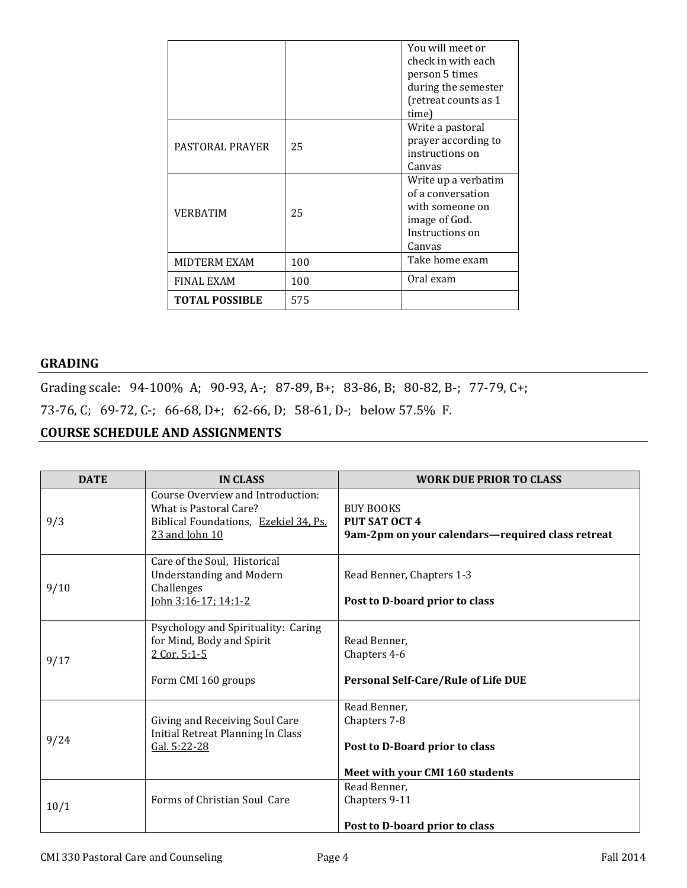| | | |
|---|---|---|
| | | You will meet or check in with each person 5 times during the semester (retreat counts as 1 time) |
| PASTORAL PRAYER | 25 | Write a pastoral prayer according to instructions on Canvas |
| VERBATIM | 25 | Write up a verbatim of a conversation with someone on image of God. Instructions on Canvas |
| MIDTERM EXAM | 100 | Take home exam |
| FINAL EXAM | 100 | Oral exam |
| **TOTAL POSSIBLE** | 575 | |

## GRADING

Grading scale: 94-100% A; 90-93, A-; 87-89, B+; 83-86, B; 80-82, B-; 77-79, C+;

73-76, C; 69-72, C-; 66-68, D+; 62-66, D; 58-61, D-; below 57.5% F.

## COURSE SCHEDULE AND ASSIGNMENTS

| DATE | IN CLASS | WORK DUE PRIOR TO CLASS |
|---|---|---|
| 9/3 | Course Overview and Introduction: What is Pastoral Care? Biblical Foundations, Ezekiel 34, Ps. 23 and John 10 | BUY BOOKS **PUT SAT OCT 4 9am-2pm on your calendars—required class retreat** |
| 9/10 | Care of the Soul, Historical Understanding and Modern Challenges John 3:16-17; 14:1-2 | Read Benner, Chapters 1-3 **Post to D-board prior to class** |
| 9/17 | Psychology and Spirituality: Caring for Mind, Body and Spirit 2 Cor. 5:1-5 Form CMI 160 groups | Read Benner, Chapters 4-6 **Personal Self-Care/Rule of Life DUE** |
| 9/24 | Giving and Receiving Soul Care Initial Retreat Planning In Class Gal. 5:22-28 | Read Benner, Chapters 7-8 **Post to D-Board prior to class** **Meet with your CMI 160 students** |
| 10/1 | Forms of Christian Soul Care | Read Benner, Chapters 9-11 **Post to D-board prior to class** |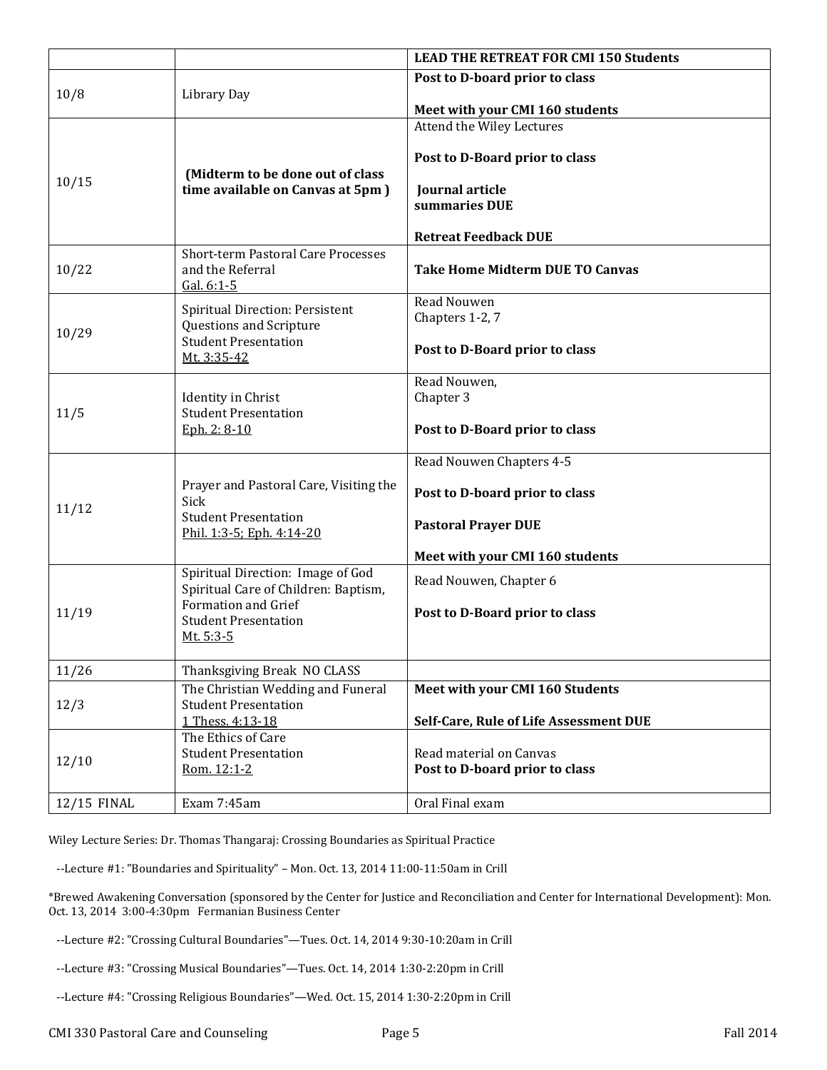| | | |
|---|---|---|
| | | **LEAD THE RETREAT FOR CMI 150 Students** |
| 10/8 | Library Day | **Post to D-board prior to class**<br><br>**Meet with your CMI 160 students** |
| 10/15 | **(Midterm to be done out of class time available on Canvas at 5pm )** | Attend the Wiley Lectures<br><br>**Post to D-Board prior to class**<br><br>**Journal article summaries DUE**<br><br>**Retreat Feedback DUE** |
| 10/22 | Short-term Pastoral Care Processes and the Referral<br>Gal. 6:1-5 | **Take Home Midterm DUE TO Canvas** |
| 10/29 | Spiritual Direction: Persistent Questions and Scripture<br>Student Presentation<br>Mt. 3:35-42 | Read Nouwen<br>Chapters 1-2, 7<br><br>**Post to D-Board prior to class** |
| 11/5 | Identity in Christ<br>Student Presentation<br>Eph. 2: 8-10 | Read Nouwen,<br>Chapter 3<br><br>**Post to D-Board prior to class** |
| 11/12 | Prayer and Pastoral Care, Visiting the Sick<br>Student Presentation<br>Phil. 1:3-5; Eph. 4:14-20 | Read Nouwen Chapters 4-5<br><br>**Post to D-board prior to class**<br><br>**Pastoral Prayer DUE**<br><br>**Meet with your CMI 160 students** |
| 11/19 | Spiritual Direction: Image of God<br>Spiritual Care of Children: Baptism, Formation and Grief<br>Student Presentation<br>Mt. 5:3-5 | Read Nouwen, Chapter 6<br><br>**Post to D-Board prior to class** |
| 11/26 | Thanksgiving Break NO CLASS | |
| 12/3 | The Christian Wedding and Funeral<br>Student Presentation<br>1 Thess. 4:13-18 | **Meet with your CMI 160 Students**<br><br>**Self-Care, Rule of Life Assessment DUE** |
| 12/10 | The Ethics of Care<br>Student Presentation<br>Rom. 12:1-2 | Read material on Canvas<br>**Post to D-board prior to class** |
| 12/15 FINAL | Exam 7:45am | Oral Final exam |

Wiley Lecture Series: Dr. Thomas Thangaraj: Crossing Boundaries as Spiritual Practice

--Lecture #1: "Boundaries and Spirituality" – Mon. Oct. 13, 2014 11:00-11:50am in Crill

*Brewed Awakening Conversation (sponsored by the Center for Justice and Reconciliation and Center for International Development): Mon. Oct. 13, 2014 3:00-4:30pm Fermanian Business Center

--Lecture #2: "Crossing Cultural Boundaries"—Tues. Oct. 14, 2014 9:30-10:20am in Crill

--Lecture #3: "Crossing Musical Boundaries"—Tues. Oct. 14, 2014 1:30-2:20pm in Crill

--Lecture #4: "Crossing Religious Boundaries"—Wed. Oct. 15, 2014 1:30-2:20pm in Crill